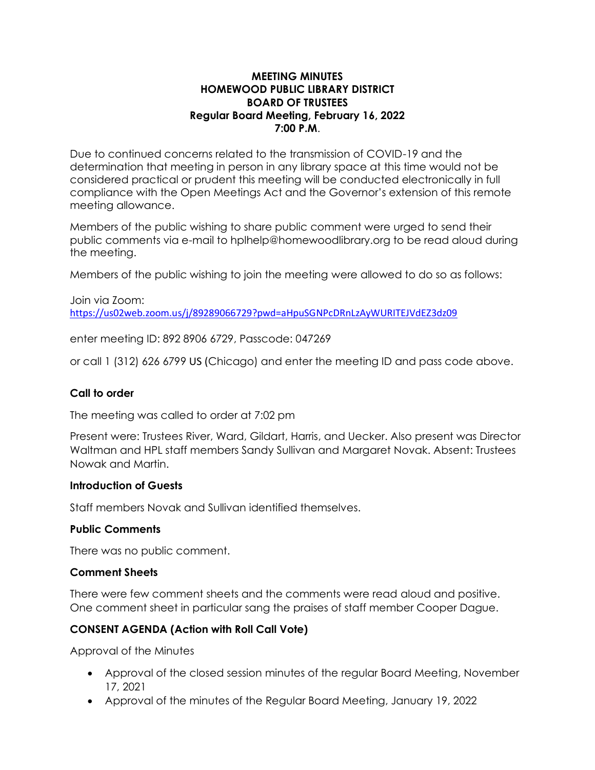**MEETING MINUTES**
**HOMEWOOD PUBLIC LIBRARY DISTRICT**
**BOARD OF TRUSTEES**
**Regular Board Meeting, February 16, 2022**
**7:00 P.M.**

Due to continued concerns related to the transmission of COVID-19 and the determination that meeting in person in any library space at this time would not be considered practical or prudent this meeting will be conducted electronically in full compliance with the Open Meetings Act and the Governor's extension of this remote meeting allowance.

Members of the public wishing to share public comment were urged to send their public comments via e-mail to hplhelp@homewoodlibrary.org to be read aloud during the meeting.

Members of the public wishing to join the meeting were allowed to do so as follows:

Join via Zoom:
https://us02web.zoom.us/j/89289066729?pwd=aHpuSGNPcDRnLzAyWURITEJVdEZ3dz09

enter meeting ID: 892 8906 6729, Passcode: 047269

or call 1 (312) 626 6799 US (Chicago) and enter the meeting ID and pass code above.

### Call to order

The meeting was called to order at 7:02 pm

Present were: Trustees River, Ward, Gildart, Harris, and Uecker. Also present was Director Waltman and HPL staff members Sandy Sullivan and Margaret Novak. Absent: Trustees Nowak and Martin.

### Introduction of Guests

Staff members Novak and Sullivan identified themselves.

### Public Comments

There was no public comment.

### Comment Sheets

There were few comment sheets and the comments were read aloud and positive. One comment sheet in particular sang the praises of staff member Cooper Dague.

### CONSENT AGENDA (Action with Roll Call Vote)

Approval of the Minutes

- Approval of the closed session minutes of the regular Board Meeting, November 17, 2021
- Approval of the minutes of the Regular Board Meeting, January 19, 2022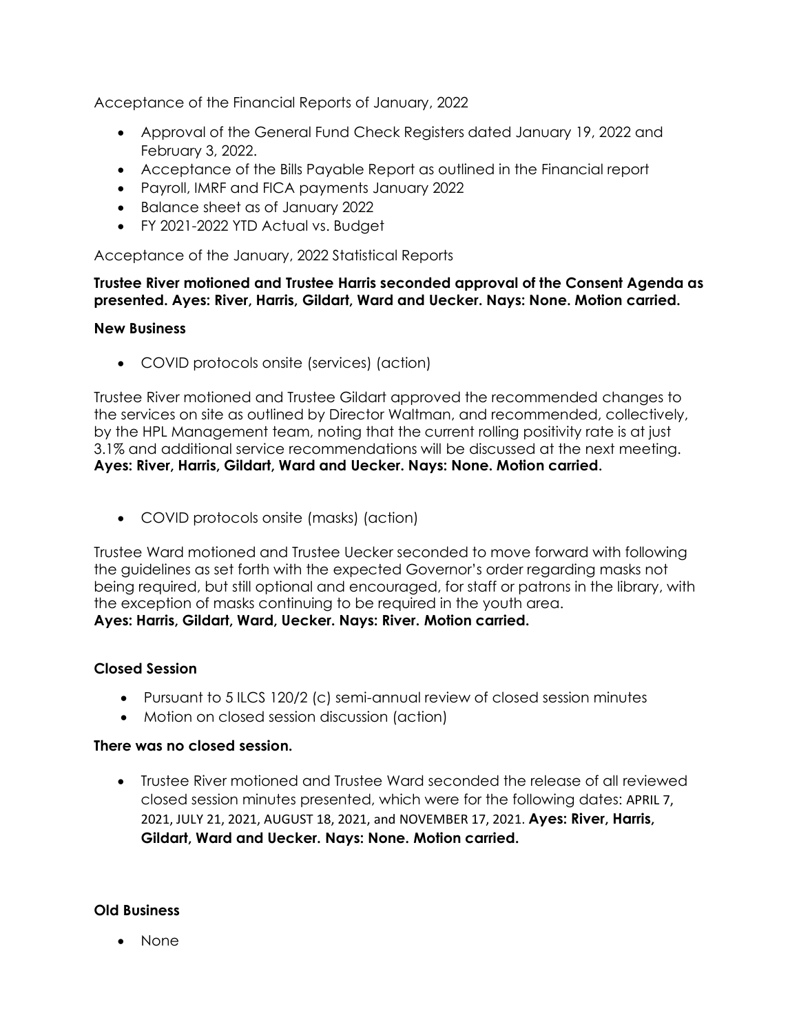Acceptance of the Financial Reports of January, 2022

- Approval of the General Fund Check Registers dated January 19, 2022 and February 3, 2022.
- Acceptance of the Bills Payable Report as outlined in the Financial report
- Payroll, IMRF and FICA payments January 2022
- Balance sheet as of January 2022
- FY 2021-2022 YTD Actual vs. Budget

Acceptance of the January, 2022 Statistical Reports

**Trustee River motioned and Trustee Harris seconded approval of the Consent Agenda as presented. Ayes: River, Harris, Gildart, Ward and Uecker. Nays: None. Motion carried.**

**New Business**

- COVID protocols onsite (services) (action)

Trustee River motioned and Trustee Gildart approved the recommended changes to the services on site as outlined by Director Waltman, and recommended, collectively, by the HPL Management team, noting that the current rolling positivity rate is at just 3.1% and additional service recommendations will be discussed at the next meeting. **Ayes: River, Harris, Gildart, Ward and Uecker. Nays: None. Motion carried.**

- COVID protocols onsite (masks) (action)

Trustee Ward motioned and Trustee Uecker seconded to move forward with following the guidelines as set forth with the expected Governor's order regarding masks not being required, but still optional and encouraged, for staff or patrons in the library, with the exception of masks continuing to be required in the youth area.
**Ayes: Harris, Gildart, Ward, Uecker. Nays: River. Motion carried.**

**Closed Session**

- Pursuant to 5 ILCS 120/2 (c) semi-annual review of closed session minutes
- Motion on closed session discussion (action)

**There was no closed session.**

- Trustee River motioned and Trustee Ward seconded the release of all reviewed closed session minutes presented, which were for the following dates: APRIL 7, 2021, JULY 21, 2021, AUGUST 18, 2021, and NOVEMBER 17, 2021. **Ayes: River, Harris, Gildart, Ward and Uecker. Nays: None. Motion carried.**

**Old Business**

- None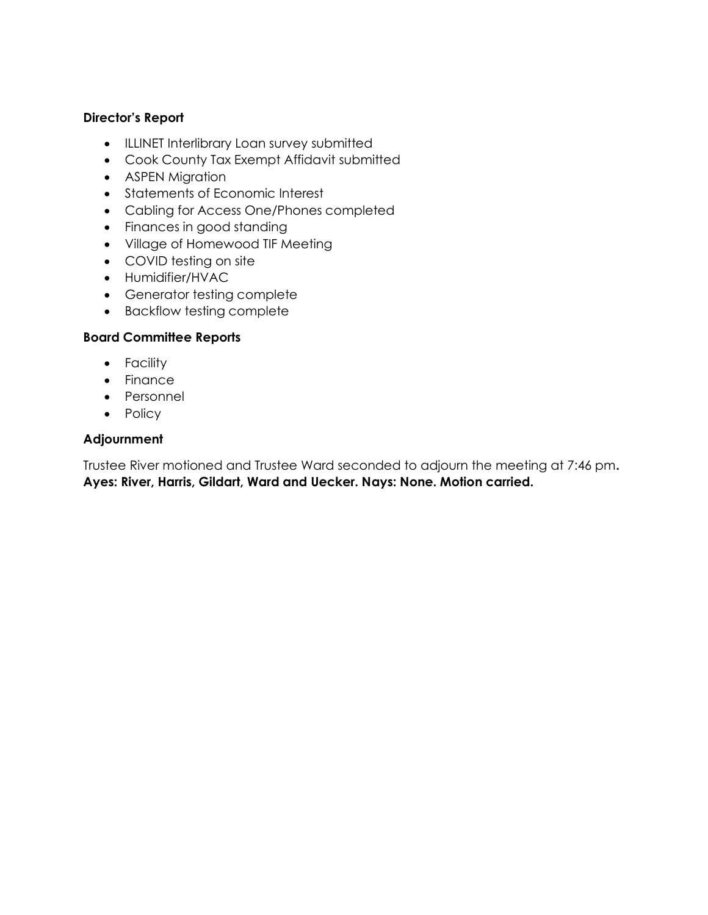**Director's Report**

- ILLINET Interlibrary Loan survey submitted
- Cook County Tax Exempt Affidavit submitted
- ASPEN Migration
- Statements of Economic Interest
- Cabling for Access One/Phones completed
- Finances in good standing
- Village of Homewood TIF Meeting
- COVID testing on site
- Humidifier/HVAC
- Generator testing complete
- Backflow testing complete

**Board Committee Reports**

- Facility
- Finance
- Personnel
- Policy

**Adjournment**

Trustee River motioned and Trustee Ward seconded to adjourn the meeting at 7:46 pm**.**
**Ayes: River, Harris, Gildart, Ward and Uecker. Nays: None. Motion carried.**